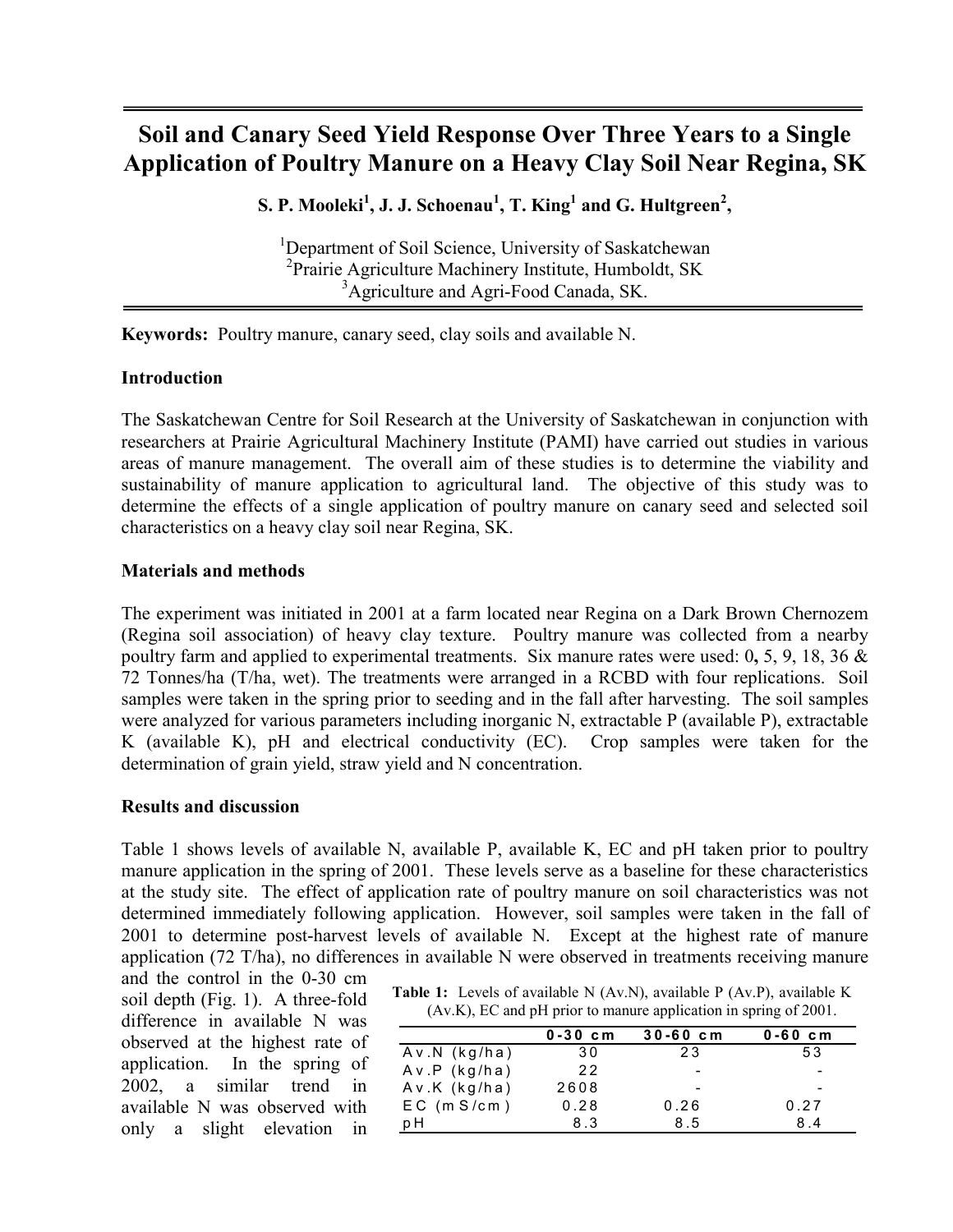# Soil and Canary Seed Yield Response Over Three Years to a Single Application of Poultry Manure on a Heavy Clay Soil Near Regina, SK

**S. P. Mooleki[1], J. J. Schoenau[1], T. King[1] and G. Hultgreen[2],**

[1]Department of Soil Science, University of Saskatchewan
[2]Prairie Agriculture Machinery Institute, Humboldt, SK
[3]Agriculture and Agri-Food Canada, SK.

**Keywords:** Poultry manure, canary seed, clay soils and available N.

## Introduction

The Saskatchewan Centre for Soil Research at the University of Saskatchewan in conjunction with researchers at Prairie Agricultural Machinery Institute (PAMI) have carried out studies in various areas of manure management. The overall aim of these studies is to determine the viability and sustainability of manure application to agricultural land. The objective of this study was to determine the effects of a single application of poultry manure on canary seed and selected soil characteristics on a heavy clay soil near Regina, SK.

## Materials and methods

The experiment was initiated in 2001 at a farm located near Regina on a Dark Brown Chernozem (Regina soil association) of heavy clay texture. Poultry manure was collected from a nearby poultry farm and applied to experimental treatments. Six manure rates were used: 0, 5, 9, 18, 36 & 72 Tonnes/ha (T/ha, wet). The treatments were arranged in a RCBD with four replications. Soil samples were taken in the spring prior to seeding and in the fall after harvesting. The soil samples were analyzed for various parameters including inorganic N, extractable P (available P), extractable K (available K), pH and electrical conductivity (EC). Crop samples were taken for the determination of grain yield, straw yield and N concentration.

## Results and discussion

Table 1 shows levels of available N, available P, available K, EC and pH taken prior to poultry manure application in the spring of 2001. These levels serve as a baseline for these characteristics at the study site. The effect of application rate of poultry manure on soil characteristics was not determined immediately following application. However, soil samples were taken in the fall of 2001 to determine post-harvest levels of available N. Except at the highest rate of manure application (72 T/ha), no differences in available N were observed in treatments receiving manure and the control in the 0-30 cm soil depth (Fig. 1). A three-fold difference in available N was observed at the highest rate of application. In the spring of 2002, a similar trend in available N was observed with only a slight elevation in

**Table 1:** Levels of available N (Av.N), available P (Av.P), available K (Av.K), EC and pH prior to manure application in spring of 2001.

| | 0-30 cm | 30-60 cm | 0-60 cm |
|---|---|---|---|
| Av.N (kg/ha) | 30 | 23 | 53 |
| Av.P (kg/ha) | 22 | - | - |
| Av.K (kg/ha) | 2608 | - | - |
| EC (mS/cm) | 0.28 | 0.26 | 0.27 |
| pH | 8.3 | 8.5 | 8.4 |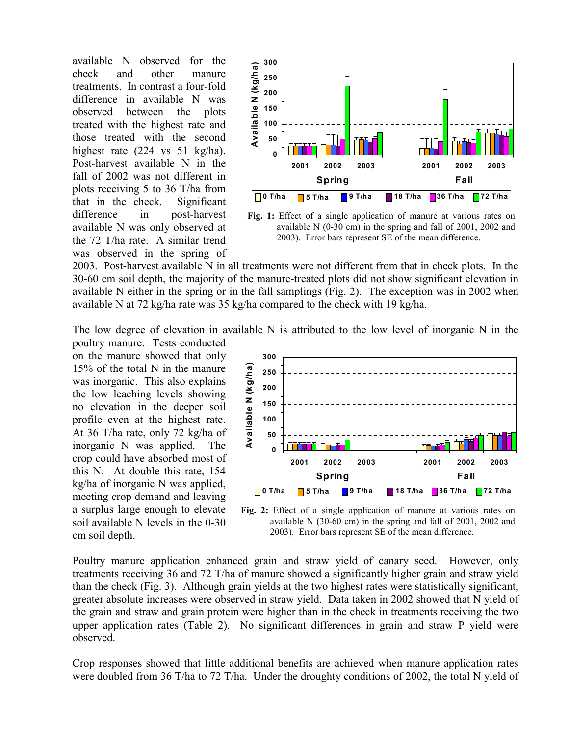available N observed for the check and other manure treatments. In contrast a four-fold difference in available N was observed between the plots treated with the highest rate and those treated with the second highest rate (224 vs 51 kg/ha). Post-harvest available N in the fall of 2002 was not different in plots receiving 5 to 36 T/ha from that in the check. Significant difference in post-harvest available N was only observed at the 72 T/ha rate. A similar trend was observed in the spring of 2003. Post-harvest available N in all treatments were not different from that in check plots. In the 30-60 cm soil depth, the majority of the manure-treated plots did not show significant elevation in available N either in the spring or in the fall samplings (Fig. 2). The exception was in 2002 when available N at 72 kg/ha rate was 35 kg/ha compared to the check with 19 kg/ha.

**Fig. 1:** Effect of a single application of manure at various rates on available N (0-30 cm) in the spring and fall of 2001, 2002 and 2003). Error bars represent SE of the mean difference.

The low degree of elevation in available N is attributed to the low level of inorganic N in the poultry manure. Tests conducted on the manure showed that only 15% of the total N in the manure was inorganic. This also explains the low leaching levels showing no elevation in the deeper soil profile even at the highest rate. At 36 T/ha rate, only 72 kg/ha of inorganic N was applied. The crop could have absorbed most of this N. At double this rate, 154 kg/ha of inorganic N was applied, meeting crop demand and leaving a surplus large enough to elevate soil available N levels in the 0-30 cm soil depth.

**Fig. 2:** Effect of a single application of manure at various rates on available N (30-60 cm) in the spring and fall of 2001, 2002 and 2003). Error bars represent SE of the mean difference.

Poultry manure application enhanced grain and straw yield of canary seed. However, only treatments receiving 36 and 72 T/ha of manure showed a significantly higher grain and straw yield than the check (Fig. 3). Although grain yields at the two highest rates were statistically significant, greater absolute increases were observed in straw yield. Data taken in 2002 showed that N yield of the grain and straw and grain protein were higher than in the check in treatments receiving the two upper application rates (Table 2). No significant differences in grain and straw P yield were observed.

Crop responses showed that little additional benefits are achieved when manure application rates were doubled from 36 T/ha to 72 T/ha. Under the droughty conditions of 2002, the total N yield of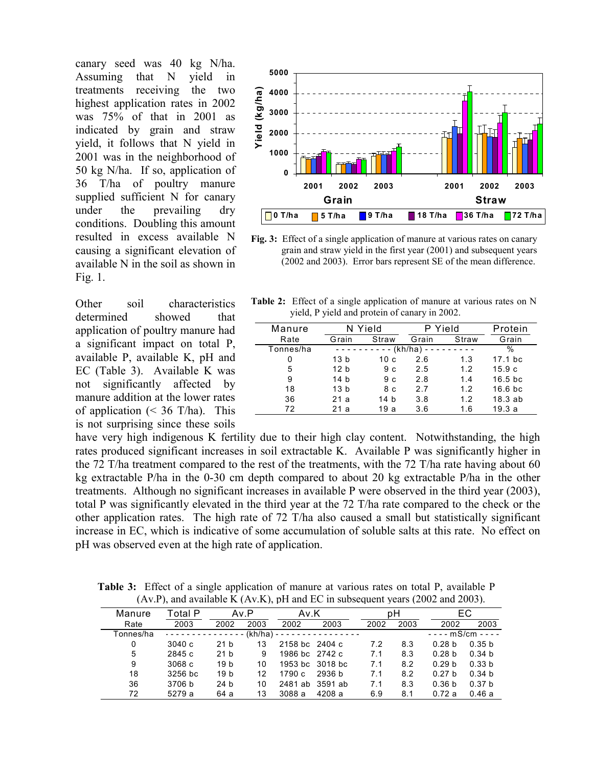canary seed was 40 kg N/ha. Assuming that N yield in treatments receiving the two highest application rates in 2002 was 75% of that in 2001 as indicated by grain and straw yield, it follows that N yield in 2001 was in the neighborhood of 50 kg N/ha. If so, application of 36 T/ha of poultry manure supplied sufficient N for canary under the prevailing dry conditions. Doubling this amount resulted in excess available N causing a significant elevation of available N in the soil as shown in Fig. 1.

**Fig. 3:** Effect of a single application of manure at various rates on canary grain and straw yield in the first year (2001) and subsequent years (2002 and 2003). Error bars represent SE of the mean difference.

Other soil characteristics determined showed that application of poultry manure had a significant impact on total P, available P, available K, pH and EC (Table 3). Available K was not significantly affected by manure addition at the lower rates of application (< 36 T/ha). This is not surprising since these soils have very high indigenous K fertility due to their high clay content. Notwithstanding, the high rates produced significant increases in soil extractable K. Available P was significantly higher in the 72 T/ha treatment compared to the rest of the treatments, with the 72 T/ha rate having about 60 kg extractable P/ha in the 0-30 cm depth compared to about 20 kg extractable P/ha in the other treatments. Although no significant increases in available P were observed in the third year (2003), total P was significantly elevated in the third year at the 72 T/ha rate compared to the check or the other application rates. The high rate of 72 T/ha also caused a small but statistically significant increase in EC, which is indicative of some accumulation of soluble salts at this rate. No effect on pH was observed even at the high rate of application.

**Table 2:** Effect of a single application of manure at various rates on N yield, P yield and protein of canary in 2002.

| Manure | N Yield | | P Yield | | Protein |
|---|---|---|---|---|---|
| Rate | Grain | Straw | Grain | Straw | Grain |
| Tonnes/ha | (kh/ha) | | | | % |
| 0 | 13 b | 10 c | 2.6 | 1.3 | 17.1 bc |
| 5 | 12 b | 9 c | 2.5 | 1.2 | 15.9 c |
| 9 | 14 b | 9 c | 2.8 | 1.4 | 16.5 bc |
| 18 | 13 b | 8 c | 2.7 | 1.2 | 16.6 bc |
| 36 | 21 a | 14 b | 3.8 | 1.2 | 18.3 ab |
| 72 | 21 a | 19 a | 3.6 | 1.6 | 19.3 a |

**Table 3:** Effect of a single application of manure at various rates on total P, available P (Av.P), and available K (Av.K), pH and EC in subsequent years (2002 and 2003).

| Manure | Total P | Av.P | | Av.K | | pH | | EC | |
|---|---|---|---|---|---|---|---|---|---|
| Rate | 2003 | 2002 | 2003 | 2002 | 2003 | 2002 | 2003 | 2002 | 2003 |
| Tonnes/ha | (kh/ha) | | | | | | | mS/cm | |
| 0 | 3040 c | 21 b | 13 | 2158 bc | 2404 c | 7.2 | 8.3 | 0.28 b | 0.35 b |
| 5 | 2845 c | 21 b | 9 | 1986 bc | 2742 c | 7.1 | 8.3 | 0.28 b | 0.34 b |
| 9 | 3068 c | 19 b | 10 | 1953 bc | 3018 bc | 7.1 | 8.2 | 0.29 b | 0.33 b |
| 18 | 3256 bc | 19 b | 12 | 1790 c | 2936 b | 7.1 | 8.2 | 0.27 b | 0.34 b |
| 36 | 3706 b | 24 b | 10 | 2481 ab | 3591 ab | 7.1 | 8.3 | 0.36 b | 0.37 b |
| 72 | 5279 a | 64 a | 13 | 3088 a | 4208 a | 6.9 | 8.1 | 0.72 a | 0.46 a |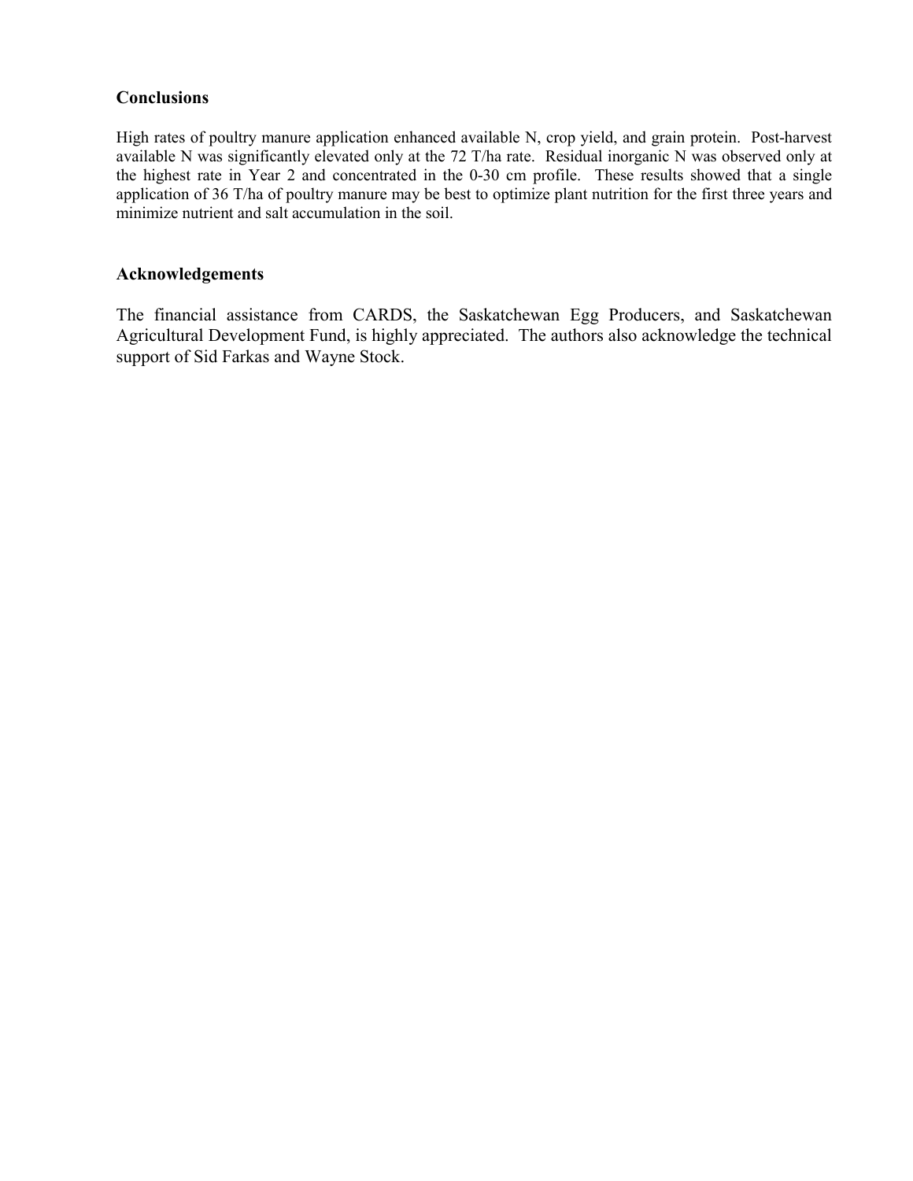## Conclusions

High rates of poultry manure application enhanced available N, crop yield, and grain protein. Post-harvest available N was significantly elevated only at the 72 T/ha rate. Residual inorganic N was observed only at the highest rate in Year 2 and concentrated in the 0-30 cm profile. These results showed that a single application of 36 T/ha of poultry manure may be best to optimize plant nutrition for the first three years and minimize nutrient and salt accumulation in the soil.

## Acknowledgements

The financial assistance from CARDS, the Saskatchewan Egg Producers, and Saskatchewan Agricultural Development Fund, is highly appreciated. The authors also acknowledge the technical support of Sid Farkas and Wayne Stock.